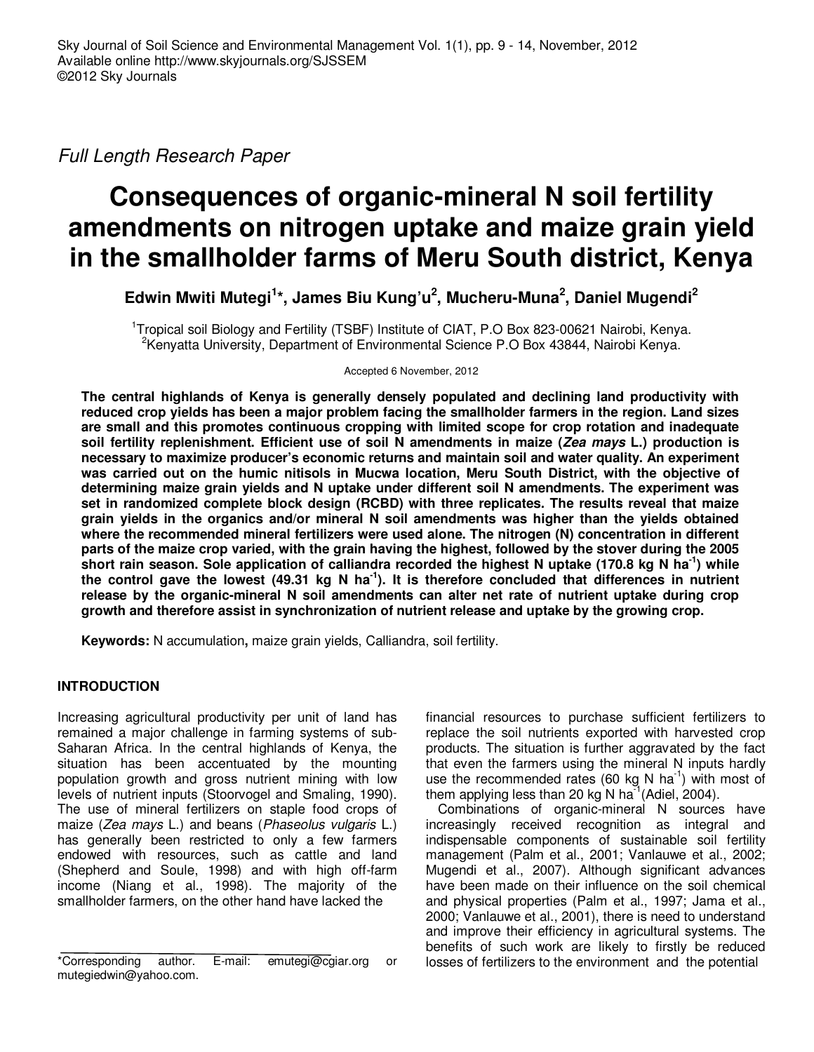*Full Length Research Paper*

# Consequences of organic-mineral N soil fertility amendments on nitrogen uptake and maize grain yield in the smallholder farms of Meru South district, Kenya

**Edwin Mwiti Mutegi[1]*, James Biu Kung'u[2], Mucheru-Muna[2], Daniel Mugendi[2]**

[1]Tropical soil Biology and Fertility (TSBF) Institute of CIAT, P.O Box 823-00621 Nairobi, Kenya.
[2]Kenyatta University, Department of Environmental Science P.O Box 43844, Nairobi Kenya.

Accepted 6 November, 2012

**The central highlands of Kenya is generally densely populated and declining land productivity with reduced crop yields has been a major problem facing the smallholder farmers in the region. Land sizes are small and this promotes continuous cropping with limited scope for crop rotation and inadequate soil fertility replenishment. Efficient use of soil N amendments in maize (*Zea mays* L.) production is necessary to maximize producer's economic returns and maintain soil and water quality. An experiment was carried out on the humic nitisols in Mucwa location, Meru South District, with the objective of determining maize grain yields and N uptake under different soil N amendments. The experiment was set in randomized complete block design (RCBD) with three replicates. The results reveal that maize grain yields in the organics and/or mineral N soil amendments was higher than the yields obtained where the recommended mineral fertilizers were used alone. The nitrogen (N) concentration in different parts of the maize crop varied, with the grain having the highest, followed by the stover during the 2005 short rain season. Sole application of calliandra recorded the highest N uptake (170.8 kg N ha$^{-1}$) while the control gave the lowest (49.31 kg N ha$^{-1}$). It is therefore concluded that differences in nutrient release by the organic-mineral N soil amendments can alter net rate of nutrient uptake during crop growth and therefore assist in synchronization of nutrient release and uptake by the growing crop.**

**Keywords:** N accumulation**,** maize grain yields, Calliandra, soil fertility.

## INTRODUCTION

Increasing agricultural productivity per unit of land has remained a major challenge in farming systems of sub-Saharan Africa. In the central highlands of Kenya, the situation has been accentuated by the mounting population growth and gross nutrient mining with low levels of nutrient inputs (Stoorvogel and Smaling, 1990). The use of mineral fertilizers on staple food crops of maize (*Zea mays* L.) and beans (*Phaseolus vulgaris* L.) has generally been restricted to only a few farmers endowed with resources, such as cattle and land (Shepherd and Soule, 1998) and with high off-farm income (Niang et al., 1998). The majority of the smallholder farmers, on the other hand have lacked the financial resources to purchase sufficient fertilizers to replace the soil nutrients exported with harvested crop products. The situation is further aggravated by the fact that even the farmers using the mineral N inputs hardly use the recommended rates (60 kg N ha$^{-1}$) with most of them applying less than 20 kg N ha$^{-1}$(Adiel, 2004).

Combinations of organic-mineral N sources have increasingly received recognition as integral and indispensable components of sustainable soil fertility management (Palm et al., 2001; Vanlauwe et al., 2002; Mugendi et al., 2007). Although significant advances have been made on their influence on the soil chemical and physical properties (Palm et al., 1997; Jama et al., 2000; Vanlauwe et al., 2001), there is need to understand and improve their efficiency in agricultural systems. The benefits of such work are likely to firstly be reduced losses of fertilizers to the environment and the potential

*Corresponding author. E-mail: emutegi@cgiar.org or mutegiedwin@yahoo.com.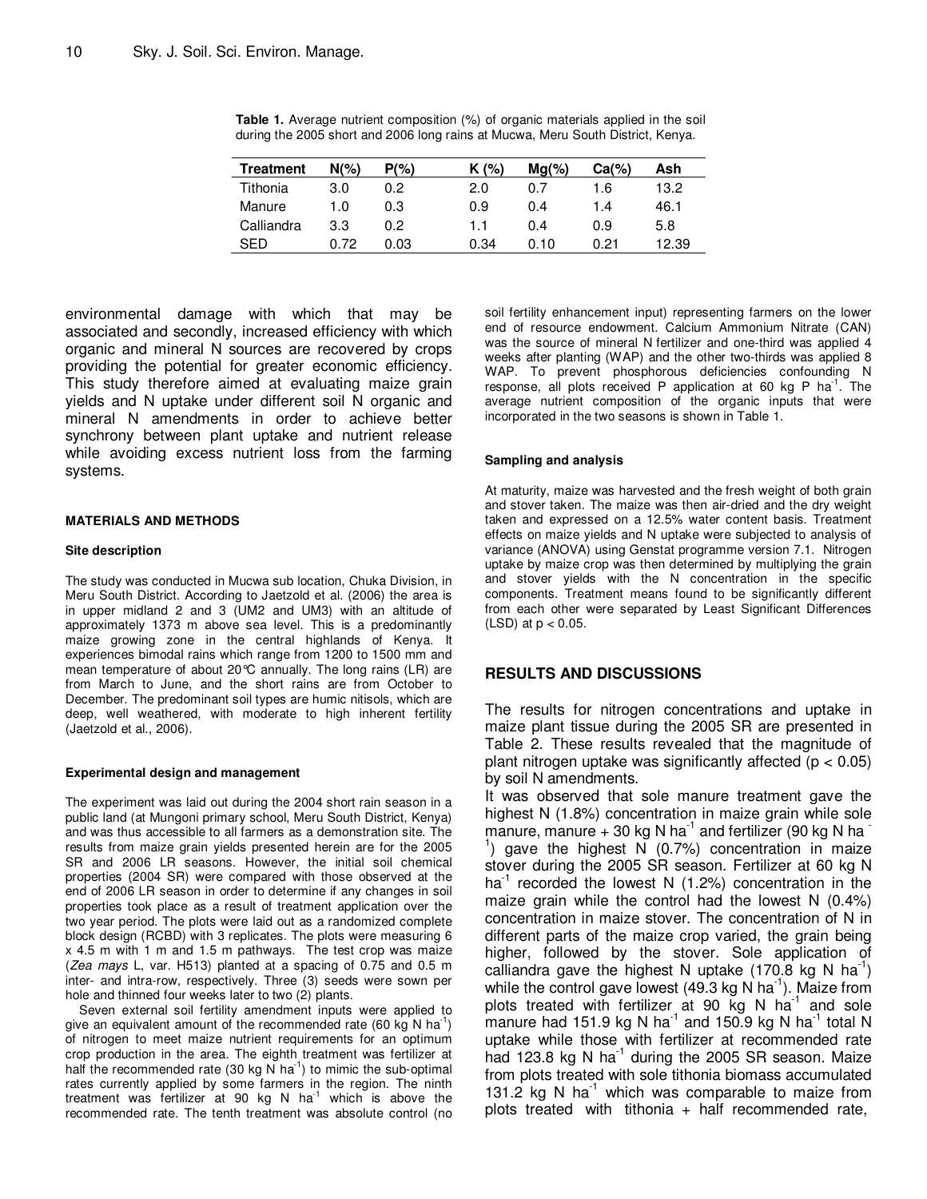**Table 1.** Average nutrient composition (%) of organic materials applied in the soil during the 2005 short and 2006 long rains at Mucwa, Meru South District, Kenya.

| Treatment | N(%) | P(%) | K (%) | Mg(%) | Ca(%) | Ash |
|---|---|---|---|---|---|---|
| Tithonia | 3.0 | 0.2 | 2.0 | 0.7 | 1.6 | 13.2 |
| Manure | 1.0 | 0.3 | 0.9 | 0.4 | 1.4 | 46.1 |
| Calliandra | 3.3 | 0.2 | 1.1 | 0.4 | 0.9 | 5.8 |
| SED | 0.72 | 0.03 | 0.34 | 0.10 | 0.21 | 12.39 |

environmental damage with which that may be associated and secondly, increased efficiency with which organic and mineral N sources are recovered by crops providing the potential for greater economic efficiency. This study therefore aimed at evaluating maize grain yields and N uptake under different soil N organic and mineral N amendments in order to achieve better synchrony between plant uptake and nutrient release while avoiding excess nutrient loss from the farming systems.

## MATERIALS AND METHODS

### Site description

The study was conducted in Mucwa sub location, Chuka Division, in Meru South District. According to Jaetzold et al. (2006) the area is in upper midland 2 and 3 (UM2 and UM3) with an altitude of approximately 1373 m above sea level. This is a predominantly maize growing zone in the central highlands of Kenya. It experiences bimodal rains which range from 1200 to 1500 mm and mean temperature of about 20°C annually. The long rains (LR) are from March to June, and the short rains are from October to December. The predominant soil types are humic nitisols, which are deep, well weathered, with moderate to high inherent fertility (Jaetzold et al., 2006).

### Experimental design and management

The experiment was laid out during the 2004 short rain season in a public land (at Mungoni primary school, Meru South District, Kenya) and was thus accessible to all farmers as a demonstration site. The results from maize grain yields presented herein are for the 2005 SR and 2006 LR seasons. However, the initial soil chemical properties (2004 SR) were compared with those observed at the end of 2006 LR season in order to determine if any changes in soil properties took place as a result of treatment application over the two year period. The plots were laid out as a randomized complete block design (RCBD) with 3 replicates. The plots were measuring 6 x 4.5 m with 1 m and 1.5 m pathways. The test crop was maize (*Zea mays* L, var. H513) planted at a spacing of 0.75 and 0.5 m inter- and intra-row, respectively. Three (3) seeds were sown per hole and thinned four weeks later to two (2) plants.

Seven external soil fertility amendment inputs were applied to give an equivalent amount of the recommended rate (60 kg N ha$^{-1}$) of nitrogen to meet maize nutrient requirements for an optimum crop production in the area. The eighth treatment was fertilizer at half the recommended rate (30 kg N ha$^{-1}$) to mimic the sub-optimal rates currently applied by some farmers in the region. The ninth treatment was fertilizer at 90 kg N ha$^{-1}$ which is above the recommended rate. The tenth treatment was absolute control (no soil fertility enhancement input) representing farmers on the lower end of resource endowment. Calcium Ammonium Nitrate (CAN) was the source of mineral N fertilizer and one-third was applied 4 weeks after planting (WAP) and the other two-thirds was applied 8 WAP. To prevent phosphorous deficiencies confounding N response, all plots received P application at 60 kg P ha$^{-1}$. The average nutrient composition of the organic inputs that were incorporated in the two seasons is shown in Table 1.

### Sampling and analysis

At maturity, maize was harvested and the fresh weight of both grain and stover taken. The maize was then air-dried and the dry weight taken and expressed on a 12.5% water content basis. Treatment effects on maize yields and N uptake were subjected to analysis of variance (ANOVA) using Genstat programme version 7.1. Nitrogen uptake by maize crop was then determined by multiplying the grain and stover yields with the N concentration in the specific components. Treatment means found to be significantly different from each other were separated by Least Significant Differences (LSD) at $p < 0.05$.

## RESULTS AND DISCUSSIONS

The results for nitrogen concentrations and uptake in maize plant tissue during the 2005 SR are presented in Table 2. These results revealed that the magnitude of plant nitrogen uptake was significantly affected ($p < 0.05$) by soil N amendments.

It was observed that sole manure treatment gave the highest N (1.8%) concentration in maize grain while sole manure, manure + 30 kg N ha$^{-1}$ and fertilizer (90 kg N ha$^{-1}$) gave the highest N (0.7%) concentration in maize stover during the 2005 SR season. Fertilizer at 60 kg N ha$^{-1}$ recorded the lowest N (1.2%) concentration in the maize grain while the control had the lowest N (0.4%) concentration in maize stover. The concentration of N in different parts of the maize crop varied, the grain being higher, followed by the stover. Sole application of calliandra gave the highest N uptake (170.8 kg N ha$^{-1}$) while the control gave lowest (49.3 kg N ha$^{-1}$). Maize from plots treated with fertilizer at 90 kg N ha$^{-1}$ and sole manure had 151.9 kg N ha$^{-1}$ and 150.9 kg N ha$^{-1}$ total N uptake while those with fertilizer at recommended rate had 123.8 kg N ha$^{-1}$ during the 2005 SR season. Maize from plots treated with sole tithonia biomass accumulated 131.2 kg N ha$^{-1}$ which was comparable to maize from plots treated with tithonia + half recommended rate,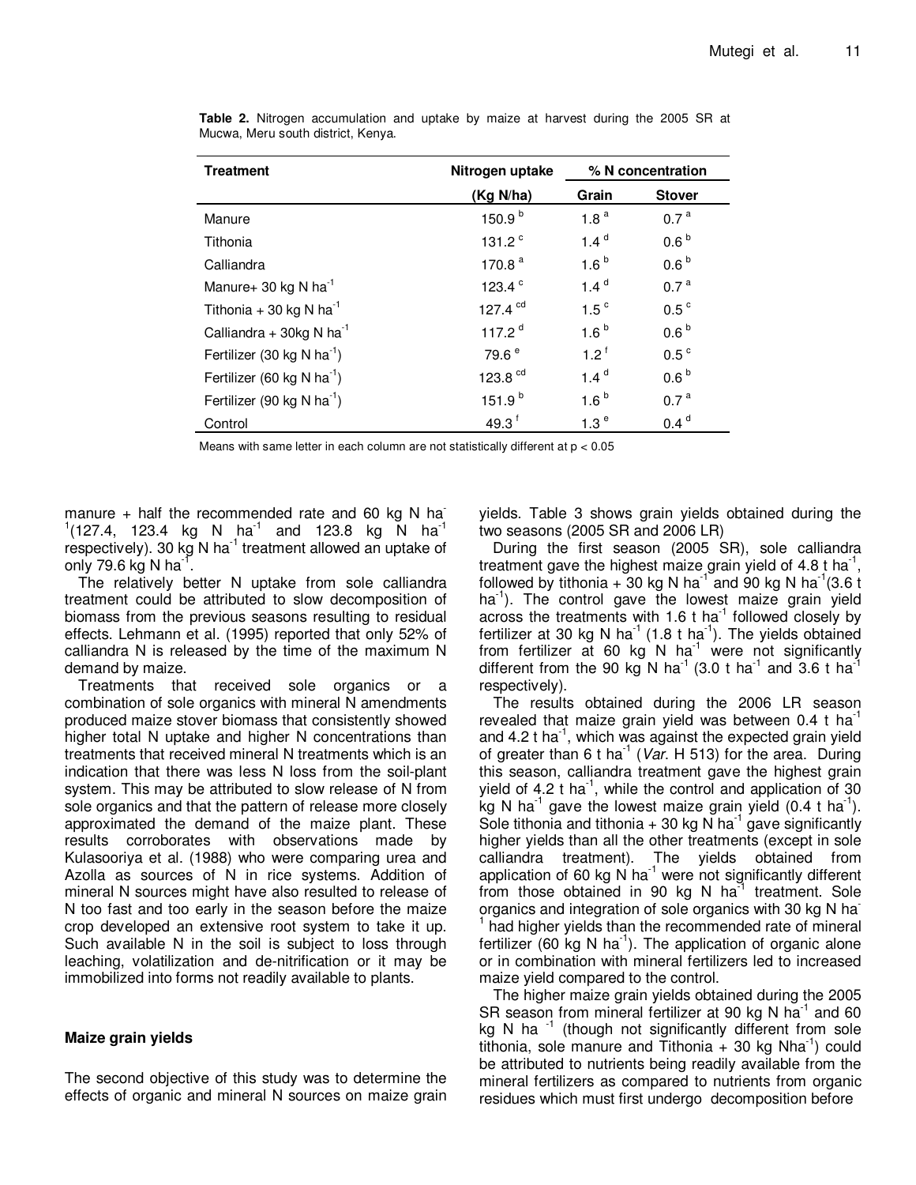**Table 2.** Nitrogen accumulation and uptake by maize at harvest during the 2005 SR at Mucwa, Meru south district, Kenya.

| Treatment | Nitrogen uptake | % N concentration | |
|---|---|---|---|
| | (Kg N/ha) | Grain | Stover |
| Manure | 150.9 $^{b}$ | 1.8 $^{a}$ | 0.7 $^{a}$ |
| Tithonia | 131.2 $^{c}$ | 1.4 $^{d}$ | 0.6 $^{b}$ |
| Calliandra | 170.8 $^{a}$ | 1.6 $^{b}$ | 0.6 $^{b}$ |
| Manure+ 30 kg N ha$^{-1}$ | 123.4 $^{c}$ | 1.4 $^{d}$ | 0.7 $^{a}$ |
| Tithonia + 30 kg N ha$^{-1}$ | 127.4 $^{cd}$ | 1.5 $^{c}$ | 0.5 $^{c}$ |
| Calliandra + 30kg N ha$^{-1}$ | 117.2 $^{d}$ | 1.6 $^{b}$ | 0.6 $^{b}$ |
| Fertilizer (30 kg N ha$^{-1}$) | 79.6 $^{e}$ | 1.2 $^{f}$ | 0.5 $^{c}$ |
| Fertilizer (60 kg N ha$^{-1}$) | 123.8 $^{cd}$ | 1.4 $^{d}$ | 0.6 $^{b}$ |
| Fertilizer (90 kg N ha$^{-1}$) | 151.9 $^{b}$ | 1.6 $^{b}$ | 0.7 $^{a}$ |
| Control | 49.3 $^{f}$ | 1.3 $^{e}$ | 0.4 $^{d}$ |

Means with same letter in each column are not statistically different at $p < 0.05$

manure + half the recommended rate and 60 kg N ha$^{-1}$(127.4, 123.4 kg N ha$^{-1}$ and 123.8 kg N ha$^{-1}$ respectively). 30 kg N ha$^{-1}$ treatment allowed an uptake of only 79.6 kg N ha$^{-1}$.

The relatively better N uptake from sole calliandra treatment could be attributed to slow decomposition of biomass from the previous seasons resulting to residual effects. Lehmann et al. (1995) reported that only 52% of calliandra N is released by the time of the maximum N demand by maize.

Treatments that received sole organics or a combination of sole organics with mineral N amendments produced maize stover biomass that consistently showed higher total N uptake and higher N concentrations than treatments that received mineral N treatments which is an indication that there was less N loss from the soil-plant system. This may be attributed to slow release of N from sole organics and that the pattern of release more closely approximated the demand of the maize plant. These results corroborates with observations made by Kulasooriya et al. (1988) who were comparing urea and Azolla as sources of N in rice systems. Addition of mineral N sources might have also resulted to release of N too fast and too early in the season before the maize crop developed an extensive root system to take it up. Such available N in the soil is subject to loss through leaching, volatilization and de-nitrification or it may be immobilized into forms not readily available to plants.

### Maize grain yields

The second objective of this study was to determine the effects of organic and mineral N sources on maize grain yields. Table 3 shows grain yields obtained during the two seasons (2005 SR and 2006 LR)

During the first season (2005 SR), sole calliandra treatment gave the highest maize grain yield of 4.8 t ha$^{-1}$, followed by tithonia + 30 kg N ha$^{-1}$ and 90 kg N ha$^{-1}$(3.6 t ha$^{-1}$). The control gave the lowest maize grain yield across the treatments with 1.6 t ha$^{-1}$ followed closely by fertilizer at 30 kg N ha$^{-1}$ (1.8 t ha$^{-1}$). The yields obtained from fertilizer at 60 kg N ha$^{-1}$ were not significantly different from the 90 kg N ha$^{-1}$ (3.0 t ha$^{-1}$ and 3.6 t ha$^{-1}$ respectively).

The results obtained during the 2006 LR season revealed that maize grain yield was between 0.4 t ha$^{-1}$ and 4.2 t ha$^{-1}$, which was against the expected grain yield of greater than 6 t ha$^{-1}$ (*Var*. H 513) for the area. During this season, calliandra treatment gave the highest grain yield of 4.2 t ha$^{-1}$, while the control and application of 30 kg N ha$^{-1}$ gave the lowest maize grain yield (0.4 t ha$^{-1}$). Sole tithonia and tithonia + 30 kg N ha$^{-1}$ gave significantly higher yields than all the other treatments (except in sole calliandra treatment). The yields obtained from application of 60 kg N ha$^{-1}$ were not significantly different from those obtained in 90 kg N ha$^{-1}$ treatment. Sole organics and integration of sole organics with 30 kg N ha$^{-1}$ had higher yields than the recommended rate of mineral fertilizer (60 kg N ha$^{-1}$). The application of organic alone or in combination with mineral fertilizers led to increased maize yield compared to the control.

The higher maize grain yields obtained during the 2005 SR season from mineral fertilizer at 90 kg N ha$^{-1}$ and 60 kg N ha$^{-1}$ (though not significantly different from sole tithonia, sole manure and Tithonia + 30 kg Nha$^{-1}$) could be attributed to nutrients being readily available from the mineral fertilizers as compared to nutrients from organic residues which must first undergo decomposition before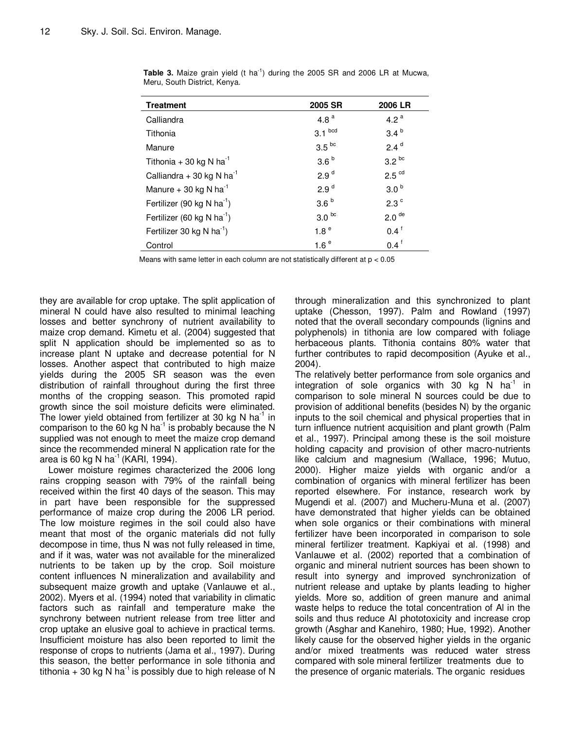**Table 3.** Maize grain yield (t $ha^{-1}$) during the 2005 SR and 2006 LR at Mucwa, Meru, South District, Kenya.

| Treatment | 2005 SR | 2006 LR |
|---|---|---|
| Calliandra | $4.8^{a}$ | $4.2^{a}$ |
| Tithonia | $3.1^{bcd}$ | $3.4^{b}$ |
| Manure | $3.5^{bc}$ | $2.4^{d}$ |
| Tithonia + 30 kg N $ha^{-1}$ | $3.6^{b}$ | $3.2^{bc}$ |
| Calliandra + 30 kg N $ha^{-1}$ | $2.9^{d}$ | $2.5^{cd}$ |
| Manure + 30 kg N $ha^{-1}$ | $2.9^{d}$ | $3.0^{b}$ |
| Fertilizer (90 kg N $ha^{-1}$) | $3.6^{b}$ | $2.3^{c}$ |
| Fertilizer (60 kg N $ha^{-1}$) | $3.0^{bc}$ | $2.0^{de}$ |
| Fertilizer 30 kg N $ha^{-1}$) | $1.8^{e}$ | $0.4^{f}$ |
| Control | $1.6^{e}$ | $0.4^{f}$ |

Means with same letter in each column are not statistically different at $p < 0.05$

they are available for crop uptake. The split application of mineral N could have also resulted to minimal leaching losses and better synchrony of nutrient availability to maize crop demand. Kimetu et al. (2004) suggested that split N application should be implemented so as to increase plant N uptake and decrease potential for N losses. Another aspect that contributed to high maize yields during the 2005 SR season was the even distribution of rainfall throughout during the first three months of the cropping season. This promoted rapid growth since the soil moisture deficits were eliminated. The lower yield obtained from fertilizer at 30 kg N $ha^{-1}$ in comparison to the 60 kg N $ha^{-1}$ is probably because the N supplied was not enough to meet the maize crop demand since the recommended mineral N application rate for the area is 60 kg N $ha^{-1}$ (KARI, 1994).

Lower moisture regimes characterized the 2006 long rains cropping season with 79% of the rainfall being received within the first 40 days of the season. This may in part have been responsible for the suppressed performance of maize crop during the 2006 LR period. The low moisture regimes in the soil could also have meant that most of the organic materials did not fully decompose in time, thus N was not fully released in time, and if it was, water was not available for the mineralized nutrients to be taken up by the crop. Soil moisture content influences N mineralization and availability and subsequent maize growth and uptake (Vanlauwe et al., 2002). Myers et al. (1994) noted that variability in climatic factors such as rainfall and temperature make the synchrony between nutrient release from tree litter and crop uptake an elusive goal to achieve in practical terms. Insufficient moisture has also been reported to limit the response of crops to nutrients (Jama et al., 1997). During this season, the better performance in sole tithonia and tithonia + 30 kg N $ha^{-1}$ is possibly due to high release of N through mineralization and this synchronized to plant uptake (Chesson, 1997). Palm and Rowland (1997) noted that the overall secondary compounds (lignins and polyphenols) in tithonia are low compared with foliage herbaceous plants. Tithonia contains 80% water that further contributes to rapid decomposition (Ayuke et al., 2004).

The relatively better performance from sole organics and integration of sole organics with 30 kg N $ha^{-1}$ in comparison to sole mineral N sources could be due to provision of additional benefits (besides N) by the organic inputs to the soil chemical and physical properties that in turn influence nutrient acquisition and plant growth (Palm et al., 1997). Principal among these is the soil moisture holding capacity and provision of other macro-nutrients like calcium and magnesium (Wallace, 1996; Mutuo, 2000). Higher maize yields with organic and/or a combination of organics with mineral fertilizer has been reported elsewhere. For instance, research work by Mugendi et al. (2007) and Mucheru-Muna et al. (2007) have demonstrated that higher yields can be obtained when sole organics or their combinations with mineral fertilizer have been incorporated in comparison to sole mineral fertilizer treatment. Kapkiyai et al. (1998) and Vanlauwe et al. (2002) reported that a combination of organic and mineral nutrient sources has been shown to result into synergy and improved synchronization of nutrient release and uptake by plants leading to higher yields. More so, addition of green manure and animal waste helps to reduce the total concentration of Al in the soils and thus reduce Al phototoxicity and increase crop growth (Asghar and Kanehiro, 1980; Hue, 1992). Another likely cause for the observed higher yields in the organic and/or mixed treatments was reduced water stress compared with sole mineral fertilizer treatments due to the presence of organic materials. The organic residues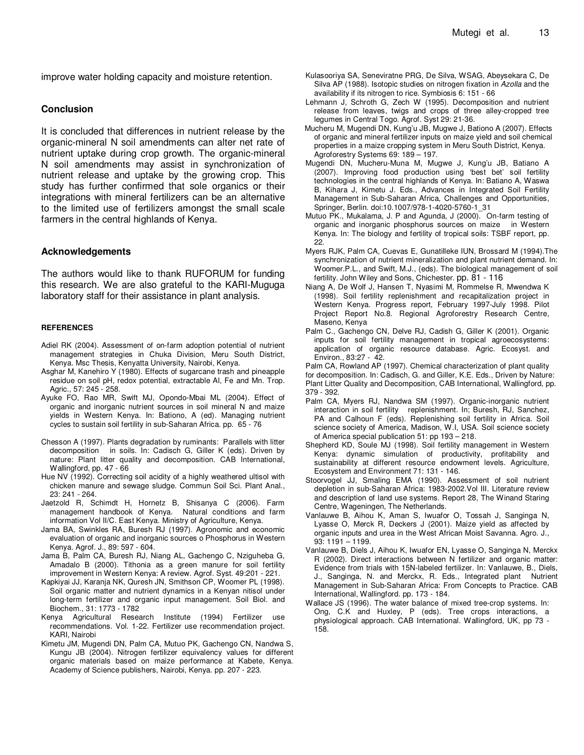improve water holding capacity and moisture retention.

## Conclusion

It is concluded that differences in nutrient release by the organic-mineral N soil amendments can alter net rate of nutrient uptake during crop growth. The organic-mineral N soil amendments may assist in synchronization of nutrient release and uptake by the growing crop. This study has further confirmed that sole organics or their integrations with mineral fertilizers can be an alternative to the limited use of fertilizers amongst the small scale farmers in the central highlands of Kenya.

## Acknowledgements

The authors would like to thank RUFORUM for funding this research. We are also grateful to the KARI-Muguga laboratory staff for their assistance in plant analysis.

## REFERENCES

Adiel RK (2004). Assessment of on-farm adoption potential of nutrient management strategies in Chuka Division, Meru South District, Kenya. Msc Thesis, Kenyatta University, Nairobi, Kenya.

Asghar M, Kanehiro Y (1980). Effects of sugarcane trash and pineapple residue on soil pH, redox potential, extractable Al, Fe and Mn. Trop. Agric., 57: 245 - 258.

Ayuke FO, Rao MR, Swift MJ, Opondo-Mbai ML (2004). Effect of organic and inorganic nutrient sources in soil mineral N and maize yields in Western Kenya. In: Bationo, A (ed). Managing nutrient cycles to sustain soil fertility in sub-Saharan Africa. pp. 65 - 76

Chesson A (1997). Plants degradation by ruminants: Parallels with litter decomposition in soils. In: Cadisch G, Giller K (eds). Driven by nature: Plant litter quality and decomposition. CAB International, Wallingford, pp. 47 - 66

Hue NV (1992). Correcting soil acidity of a highly weathered ultisol with chicken manure and sewage sludge. Commun Soil Sci. Plant Anal., 23: 241 - 264.

Jaetzold R, Schimdt H, Hornetz B, Shisanya C (2006). Farm management handbook of Kenya. Natural conditions and farm information Vol II/C. East Kenya. Ministry of Agriculture, Kenya.

Jama BA, Swinkles RA, Buresh RJ (1997). Agronomic and economic evaluation of organic and inorganic sources o Phosphorus in Western Kenya. Agrof. J., 89: 597 - 604.

Jama B, Palm CA, Buresh RJ, Niang AL, Gachengo C, Nziguheba G, Amadalo B (2000). Tithonia as a green manure for soil fertility improvement in Western Kenya: A review. Agrof. Syst. 49:201 - 221.

Kapkiyai JJ, Karanja NK, Quresh JN, Smithson CP, Woomer PL (1998). Soil organic matter and nutrient dynamics in a Kenyan nitisol under long-term fertilizer and organic input management. Soil Biol. and Biochem., 31: 1773 - 1782

Kenya Agricultural Research Institute (1994) Fertilizer use recommendations. Vol. 1-22. Fertilizer use recommendation project. KARI, Nairobi

Kimetu JM, Mugendi DN, Palm CA, Mutuo PK, Gachengo CN, Nandwa S, Kungu JB (2004). Nitrogen fertilizer equivalency values for different organic materials based on maize performance at Kabete, Kenya. Academy of Science publishers, Nairobi, Kenya. pp. 207 - 223.

Kulasooriya SA, Seneviratne PRG, De Silva, WSAG, Abeysekara C, De Silva AP (1988). Isotopic studies on nitrogen fixation in *Azolla* and the availability if its nitrogen to rice. Symbiosis 6: 151 - 66

Lehmann J, Schroth G, Zech W (1995). Decomposition and nutrient release from leaves, twigs and crops of three alley-cropped tree legumes in Central Togo. Agrof. Syst 29: 21-36.

Mucheru M, Mugendi DN, Kung'u JB, Mugwe J, Bationo A (2007). Effects of organic and mineral fertilizer inputs on maize yield and soil chemical properties in a maize cropping system in Meru South District, Kenya. Agroforestry Systems 69: 189 – 197.

Mugendi DN, Mucheru-Muna M, Mugwe J, Kung'u JB, Batiano A (2007). Improving food production using 'best bet' soil fertility technologies in the central highlands of Kenya. In: Batiano A, Waswa B, Kihara J, Kimetu J. Eds., Advances in Integrated Soil Fertility Management in Sub-Saharan Africa, Challenges and Opportunities, Springer, Berlin. doi:10.1007/978-1-4020-5760-1_31

Mutuo PK., Mukalama, J. P and Agunda, J (2000). On-farm testing of organic and inorganic phosphorus sources on maize in Western Kenya. In: The biology and fertility of tropical soils: TSBF report, pp. 22.

Myers RJK, Palm CA, Cuevas E, Gunatilleke IUN, Brossard M (1994).The synchronization of nutrient mineralization and plant nutrient demand. In: Woomer.P.L., and Swift, M.J., (eds). The biological management of soil fertility. John Wiley and Sons, Chichester. pp. 81 - 116

Niang A, De Wolf J, Hansen T, Nyasimi M, Rommelse R, Mwendwa K (1998). Soil fertility replenishment and recapitalization project in Western Kenya. Progress report, February 1997-July 1998. Pilot Project Report No.8. Regional Agroforestry Research Centre, Maseno, Kenya

Palm C., Gachengo CN, Delve RJ, Cadish G, Giller K (2001). Organic inputs for soil fertility management in tropical agroecosystems: application of organic resource database. Agric. Ecosyst. and Environ., 83:27 - 42.

Palm CA, Rowland AP (1997). Chemical characterization of plant quality for decomposition. In: Cadisch, G. and Giller, K.E. Eds., Driven by Nature: Plant Litter Quality and Decomposition, CAB International, Wallingford, pp. 379 - 392.

Palm CA, Myers RJ, Nandwa SM (1997). Organic-inorganic nutrient interaction in soil fertility replenishment. In; Buresh, RJ, Sanchez, PA and Calhoun F (eds). Replenishing soil fertility in Africa. Soil science society of America, Madison, W.I, USA. Soil science society of America special publication 51: pp 193 – 218.

Shepherd KD, Soule MJ (1998). Soil fertility management in Western Kenya: dynamic simulation of productivity, profitability and sustainability at different resource endowment levels. Agriculture, Ecosystem and Environment 71: 131 - 146.

Stoorvogel JJ, Smaling EMA (1990). Assessment of soil nutrient depletion in sub-Saharan Africa: 1983-2002.Vol III. Literature review and description of land use systems. Report 28, The Winand Staring Centre, Wageningen, The Netherlands.

Vanlauwe B, Aihou K, Aman S, Iwuafor O, Tossah J, Sanginga N, Lyasse O, Merck R, Deckers J (2001). Maize yield as affected by organic inputs and urea in the West African Moist Savanna. Agro. J., 93: 1191 – 1199.

Vanlauwe B, Diels J, Aihou K, Iwuafor EN, Lyasse O, Sanginga N, Merckx R (2002). Direct interactions between N fertilizer and organic matter: Evidence from trials with 15N-labeled fertilizer. In: Vanlauwe, B., Diels, J., Sanginga, N. and Merckx, R. Eds., Integrated plant Nutrient Management in Sub-Saharan Africa: From Concepts to Practice. CAB International, Wallingford. pp. 173 - 184.

Wallace JS (1996). The water balance of mixed tree-crop systems. In: Ong, C.K and Huxley, P (eds). Tree crops interactions, a physiological approach. CAB International. Wallingford, UK, pp 73 - 158.